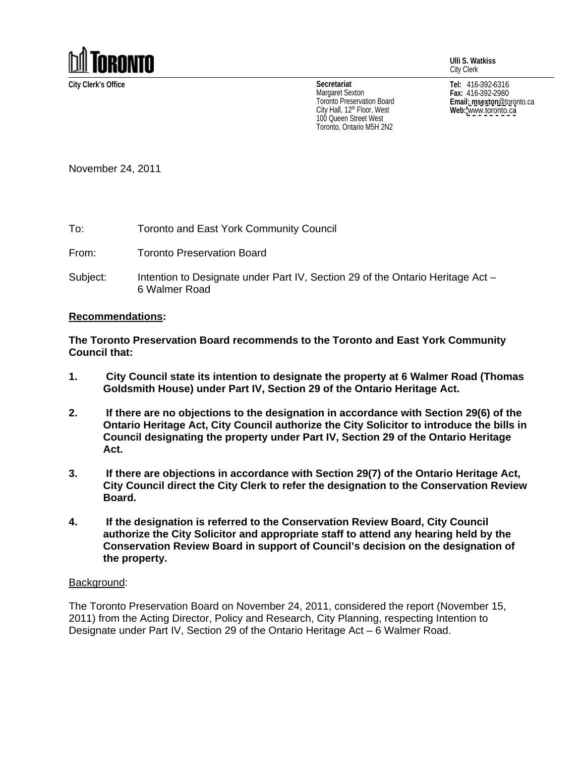**TORONTO**

**City Clerk's Office**

**Secretariat**
Margaret Sexton
Toronto Preservation Board
City Hall, 12th Floor, West
100 Queen Street West
Toronto, Ontario M5H 2N2

**Ulli S. Watkiss**
City Clerk

**Tel:** 416-392-6316
**Fax:** 416-392-2980
**Email:** msexton@toronto.ca
**Web:** www.toronto.ca

November 24, 2011

To: Toronto and East York Community Council

From: Toronto Preservation Board

Subject: Intention to Designate under Part IV, Section 29 of the Ontario Heritage Act – 6 Walmer Road

**Recommendations:**

**The Toronto Preservation Board recommends to the Toronto and East York Community Council that:**

1. **City Council state its intention to designate the property at 6 Walmer Road (Thomas Goldsmith House) under Part IV, Section 29 of the Ontario Heritage Act.**

2. **If there are no objections to the designation in accordance with Section 29(6) of the Ontario Heritage Act, City Council authorize the City Solicitor to introduce the bills in Council designating the property under Part IV, Section 29 of the Ontario Heritage Act.**

3. **If there are objections in accordance with Section 29(7) of the Ontario Heritage Act, City Council direct the City Clerk to refer the designation to the Conservation Review Board.**

4. **If the designation is referred to the Conservation Review Board, City Council authorize the City Solicitor and appropriate staff to attend any hearing held by the Conservation Review Board in support of Council's decision on the designation of the property.**

Background:

The Toronto Preservation Board on November 24, 2011, considered the report (November 15, 2011) from the Acting Director, Policy and Research, City Planning, respecting Intention to Designate under Part IV, Section 29 of the Ontario Heritage Act – 6 Walmer Road.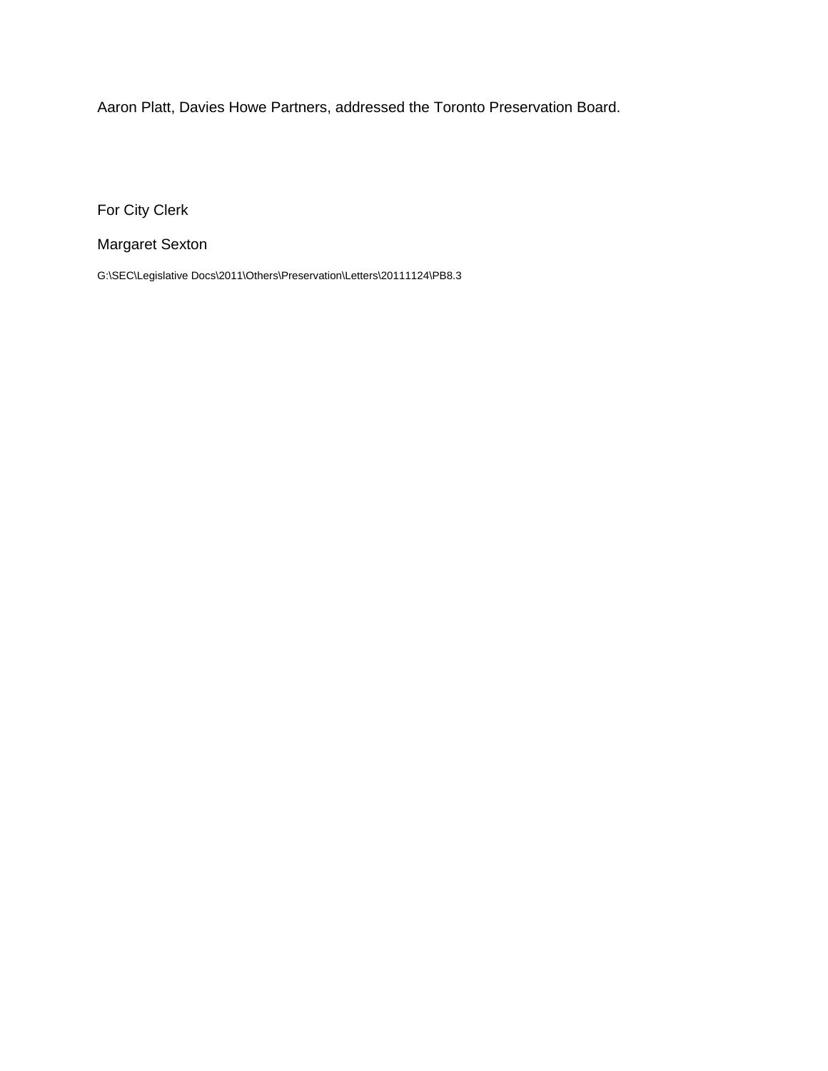Aaron Platt, Davies Howe Partners, addressed the Toronto Preservation Board.

For City Clerk

Margaret Sexton

G:\SEC\Legislative Docs\2011\Others\Preservation\Letters\20111124\PB8.3